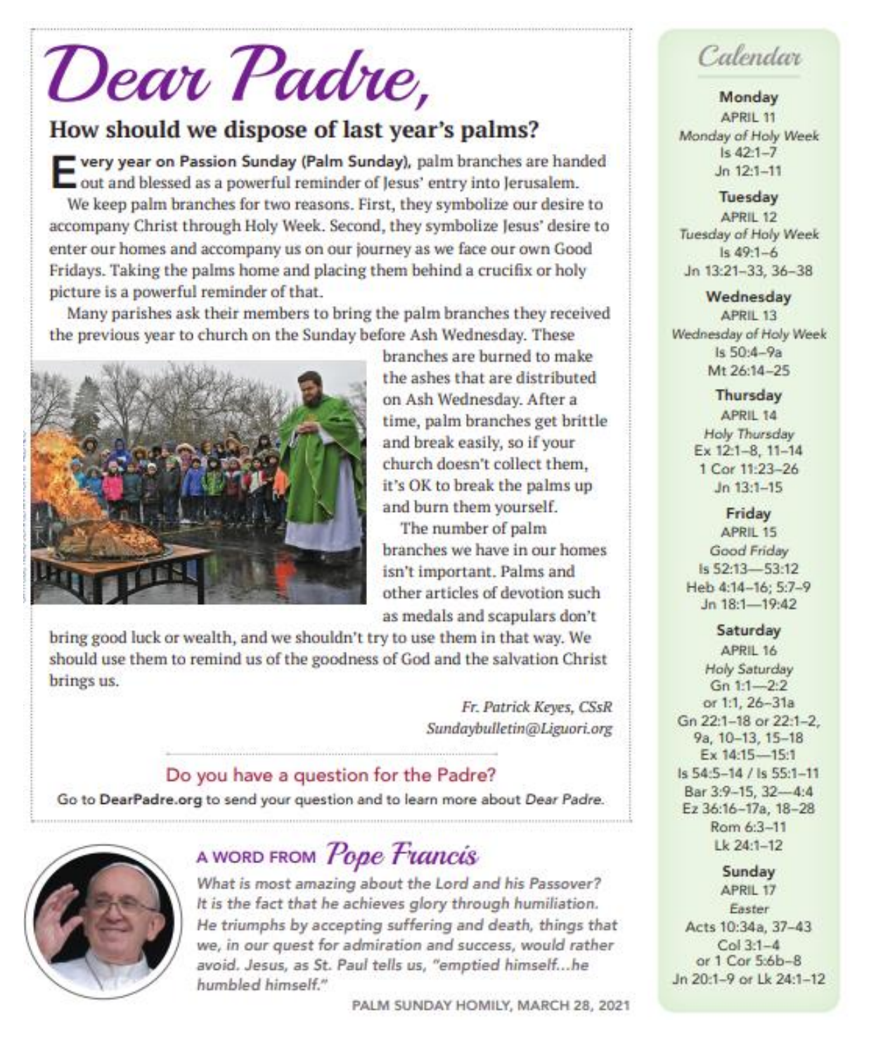# Dear Padre,

## How should we dispose of last year's palms?

**Every year on Passion Sunday (Palm Sunday),** palm branches are handed out and blessed as a powerful reminder of Jesus' entry into Jerusalem.

We keep palm branches for two reasons. First, they symbolize our desire to accompany Christ through Holy Week. Second, they symbolize Jesus' desire to enter our homes and accompany us on our journey as we face our own Good Fridays. Taking the palms home and placing them behind a crucifix or holy picture is a powerful reminder of that.

Many parishes ask their members to bring the palm branches they received the previous year to church on the Sunday before Ash Wednesday. These branches are burned to make the ashes that are distributed on Ash Wednesday. After a time, palm branches get brittle and break easily, so if your church doesn't collect them, it's OK to break the palms up and burn them yourself.

The number of palm branches we have in our homes isn't important. Palms and other articles of devotion such as medals and scapulars don't bring good luck or wealth, and we shouldn't try to use them in that way. We should use them to remind us of the goodness of God and the salvation Christ brings us.

*Fr. Patrick Keyes, CSsR*
*Sundaybulletin@Liguori.org*

### Do you have a question for the Padre?

Go to **DearPadre.org** to send your question and to learn more about *Dear Padre.*

## A WORD FROM *Pope Francis*

*What is most amazing about the Lord and his Passover? It is the fact that he achieves glory through humiliation. He triumphs by accepting suffering and death, things that we, in our quest for admiration and success, would rather avoid. Jesus, as St. Paul tells us, "emptied himself...he humbled himself."*

PALM SUNDAY HOMILY, MARCH 28, 2021

## Calendar

**Monday**
APRIL 11
*Monday of Holy Week*
Is 42:1–7
Jn 12:1–11

**Tuesday**
APRIL 12
*Tuesday of Holy Week*
Is 49:1–6
Jn 13:21–33, 36–38

**Wednesday**
APRIL 13
*Wednesday of Holy Week*
Is 50:4–9a
Mt 26:14–25

**Thursday**
APRIL 14
*Holy Thursday*
Ex 12:1–8, 11–14
1 Cor 11:23–26
Jn 13:1–15

**Friday**
APRIL 15
*Good Friday*
Is 52:13—53:12
Heb 4:14–16; 5:7–9
Jn 18:1—19:42

**Saturday**
APRIL 16
*Holy Saturday*
Gn 1:1—2:2
or 1:1, 26–31a
Gn 22:1–18 or 22:1–2, 9a, 10–13, 15–18
Ex 14:15—15:1
Is 54:5–14 / Is 55:1–11
Bar 3:9–15, 32—4:4
Ez 36:16–17a, 18–28
Rom 6:3–11
Lk 24:1–12

**Sunday**
APRIL 17
*Easter*
Acts 10:34a, 37–43
Col 3:1–4
or 1 Cor 5:6b–8
Jn 20:1–9 or Lk 24:1–12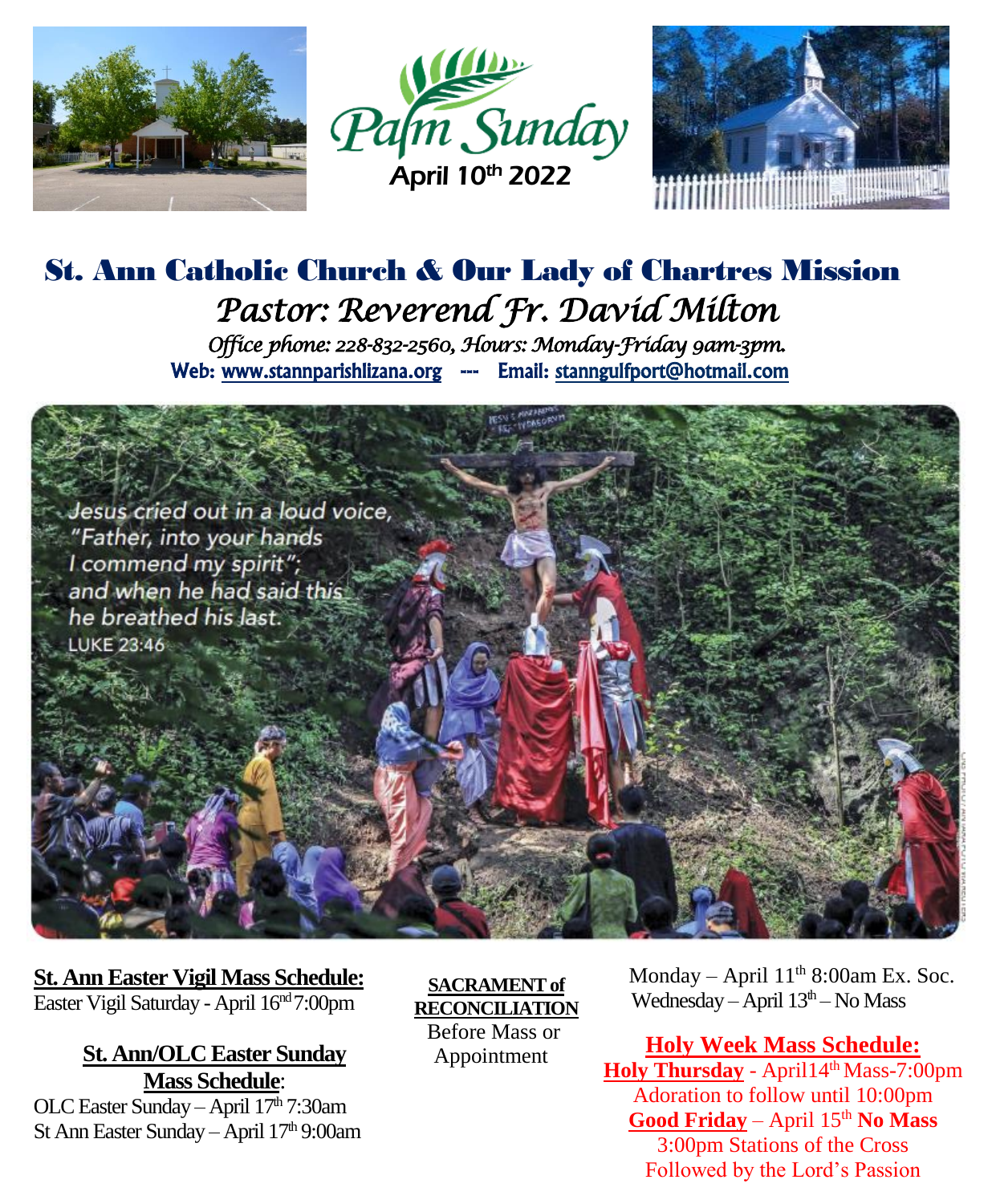Palm Sunday
April 10th 2022

# St. Ann Catholic Church & Our Lady of Chartres Mission

*Pastor: Reverend Fr. David Milton*

*Office phone: 228-832-2560, Hours: Monday-Friday 9am-3pm.*

**Web: www.stannparishlizana.org --- Email: stanngulfport@hotmail.com**

Jesus cried out in a loud voice, "Father, into your hands I commend my spirit"; and when he had said this he breathed his last.
LUKE 23:46

**St. Ann Easter Vigil Mass Schedule:**
Easter Vigil Saturday - April 16nd 7:00pm

**St. Ann/OLC Easter Sunday Mass Schedule:**
OLC Easter Sunday – April 17th 7:30am
St Ann Easter Sunday – April 17th 9:00am

**SACRAMENT of RECONCILIATION**
Before Mass or Appointment

Monday – April 11th 8:00am Ex. Soc.
Wednesday – April 13th – No Mass

**Holy Week Mass Schedule:**
**Holy Thursday** - April14th Mass-7:00pm
Adoration to follow until 10:00pm
**Good Friday** – April 15th **No Mass**
3:00pm Stations of the Cross
Followed by the Lord's Passion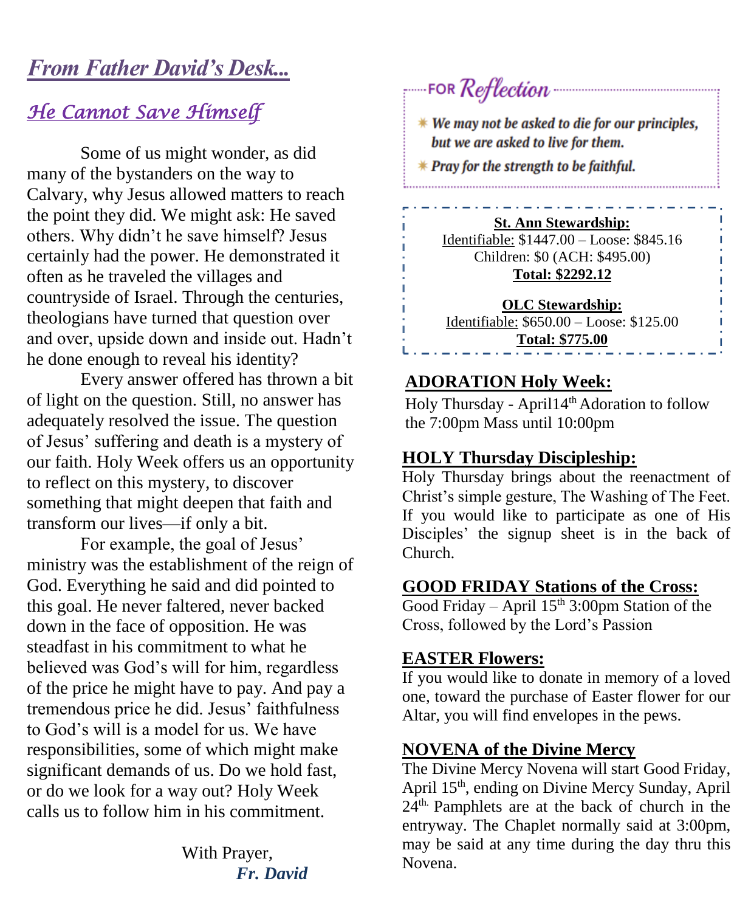# *From Father David's Desk...*

## *He Cannot Save Himself*

Some of us might wonder, as did many of the bystanders on the way to Calvary, why Jesus allowed matters to reach the point they did. We might ask: He saved others. Why didn't he save himself? Jesus certainly had the power. He demonstrated it often as he traveled the villages and countryside of Israel. Through the centuries, theologians have turned that question over and over, upside down and inside out. Hadn't he done enough to reveal his identity?

Every answer offered has thrown a bit of light on the question. Still, no answer has adequately resolved the issue. The question of Jesus' suffering and death is a mystery of our faith. Holy Week offers us an opportunity to reflect on this mystery, to discover something that might deepen that faith and transform our lives—if only a bit.

For example, the goal of Jesus' ministry was the establishment of the reign of God. Everything he said and did pointed to this goal. He never faltered, never backed down in the face of opposition. He was steadfast in his commitment to what he believed was God's will for him, regardless of the price he might have to pay. And pay a tremendous price he did. Jesus' faithfulness to God's will is a model for us. We have responsibilities, some of which might make significant demands of us. Do we hold fast, or do we look for a way out? Holy Week calls us to follow him in his commitment.

With Prayer,
***Fr. David***

**FOR *Reflection***

- ***We may not be asked to die for our principles, but we are asked to live for them.***
- ***Pray for the strength to be faithful.***

**St. Ann Stewardship:**
Identifiable: $1447.00 – Loose: $845.16
Children: $0 (ACH: $495.00)
**Total: $2292.12**

**OLC Stewardship:**
Identifiable: $650.00 – Loose: $125.00
**Total: $775.00**

**ADORATION Holy Week:**
Holy Thursday - April14th Adoration to follow the 7:00pm Mass until 10:00pm

**HOLY Thursday Discipleship:**
Holy Thursday brings about the reenactment of Christ's simple gesture, The Washing of The Feet. If you would like to participate as one of His Disciples' the signup sheet is in the back of Church.

**GOOD FRIDAY Stations of the Cross:**
Good Friday – April 15th 3:00pm Station of the Cross, followed by the Lord's Passion

**EASTER Flowers:**
If you would like to donate in memory of a loved one, toward the purchase of Easter flower for our Altar, you will find envelopes in the pews.

**NOVENA of the Divine Mercy**
The Divine Mercy Novena will start Good Friday, April 15th, ending on Divine Mercy Sunday, April 24th. Pamphlets are at the back of church in the entryway. The Chaplet normally said at 3:00pm, may be said at any time during the day thru this Novena.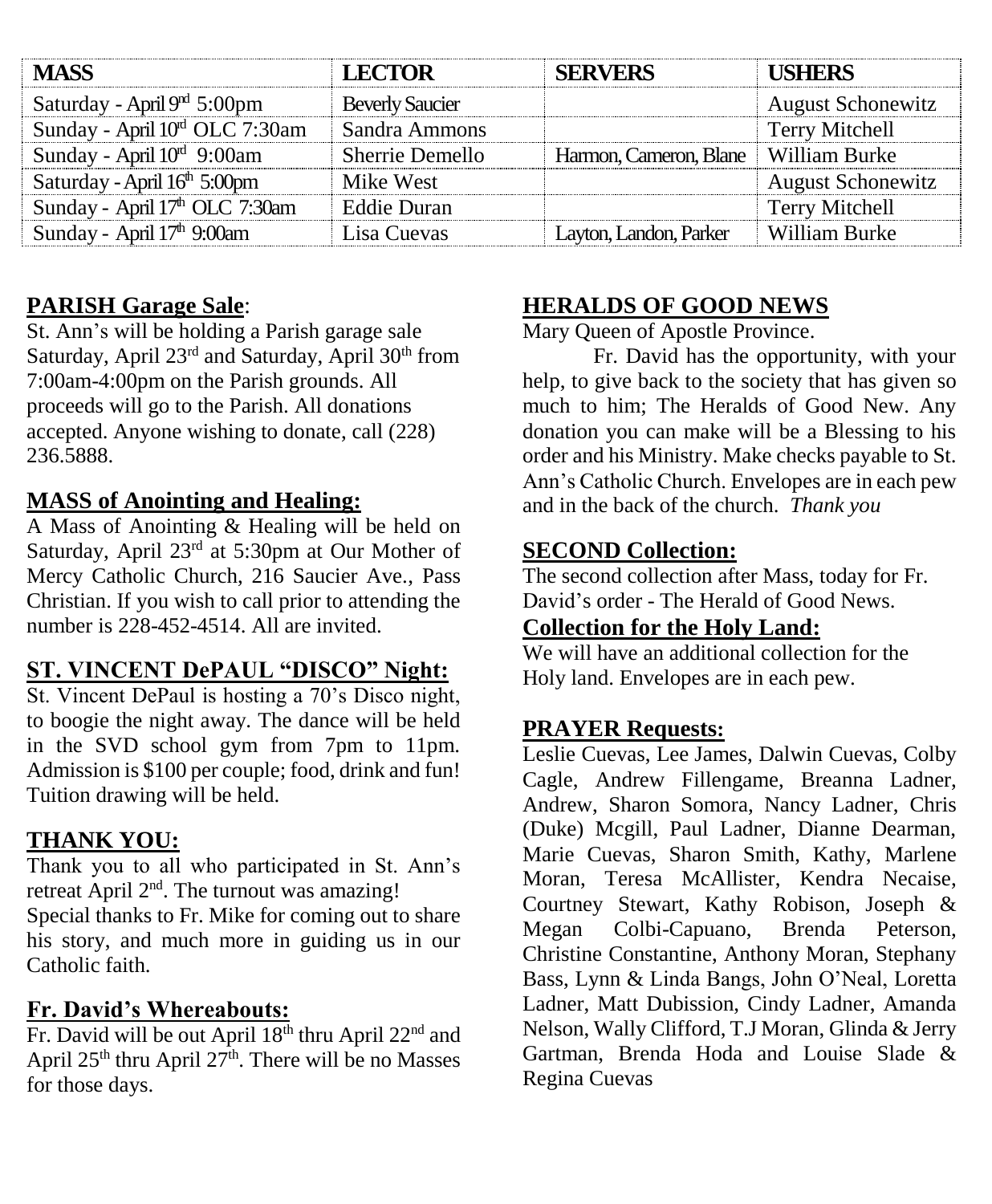| MASS | LECTOR | SERVERS | USHERS |
|---|---|---|---|
| Saturday - April 9nd 5:00pm | Beverly Saucier | | August Schonewitz |
| Sunday - April 10rd OLC 7:30am | Sandra Ammons | | Terry Mitchell |
| Sunday - April 10rd 9:00am | Sherrie Demello | Harmon, Cameron, Blane | William Burke |
| Saturday - April 16th 5:00pm | Mike West | | August Schonewitz |
| Sunday - April 17th OLC 7:30am | Eddie Duran | | Terry Mitchell |
| Sunday - April 17th 9:00am | Lisa Cuevas | Layton, Landon, Parker | William Burke |

**PARISH Garage Sale**:

St. Ann's will be holding a Parish garage sale Saturday, April 23rd and Saturday, April 30th from 7:00am-4:00pm on the Parish grounds. All proceeds will go to the Parish. All donations accepted. Anyone wishing to donate, call (228) 236.5888.

**MASS of Anointing and Healing:**

A Mass of Anointing & Healing will be held on Saturday, April 23rd at 5:30pm at Our Mother of Mercy Catholic Church, 216 Saucier Ave., Pass Christian. If you wish to call prior to attending the number is 228-452-4514. All are invited.

**ST. VINCENT DePAUL "DISCO" Night:**

St. Vincent DePaul is hosting a 70's Disco night, to boogie the night away. The dance will be held in the SVD school gym from 7pm to 11pm. Admission is $100 per couple; food, drink and fun! Tuition drawing will be held.

**THANK YOU:**

Thank you to all who participated in St. Ann's retreat April 2nd. The turnout was amazing!
Special thanks to Fr. Mike for coming out to share his story, and much more in guiding us in our Catholic faith.

**Fr. David's Whereabouts:**

Fr. David will be out April 18th thru April 22nd and April 25th thru April 27th. There will be no Masses for those days.

**HERALDS OF GOOD NEWS**

Mary Queen of Apostle Province.

Fr. David has the opportunity, with your help, to give back to the society that has given so much to him; The Heralds of Good New. Any donation you can make will be a Blessing to his order and his Ministry. Make checks payable to St. Ann's Catholic Church. Envelopes are in each pew and in the back of the church. *Thank you*

**SECOND Collection:**

The second collection after Mass, today for Fr. David's order - The Herald of Good News.

**Collection for the Holy Land:**

We will have an additional collection for the Holy land. Envelopes are in each pew.

**PRAYER Requests:**

Leslie Cuevas, Lee James, Dalwin Cuevas, Colby Cagle, Andrew Fillengame, Breanna Ladner, Andrew, Sharon Somora, Nancy Ladner, Chris (Duke) Mcgill, Paul Ladner, Dianne Dearman, Marie Cuevas, Sharon Smith, Kathy, Marlene Moran, Teresa McAllister, Kendra Necaise, Courtney Stewart, Kathy Robison, Joseph & Megan Colbi-Capuano, Brenda Peterson, Christine Constantine, Anthony Moran, Stephany Bass, Lynn & Linda Bangs, John O'Neal, Loretta Ladner, Matt Dubission, Cindy Ladner, Amanda Nelson, Wally Clifford, T.J Moran, Glinda & Jerry Gartman, Brenda Hoda and Louise Slade & Regina Cuevas